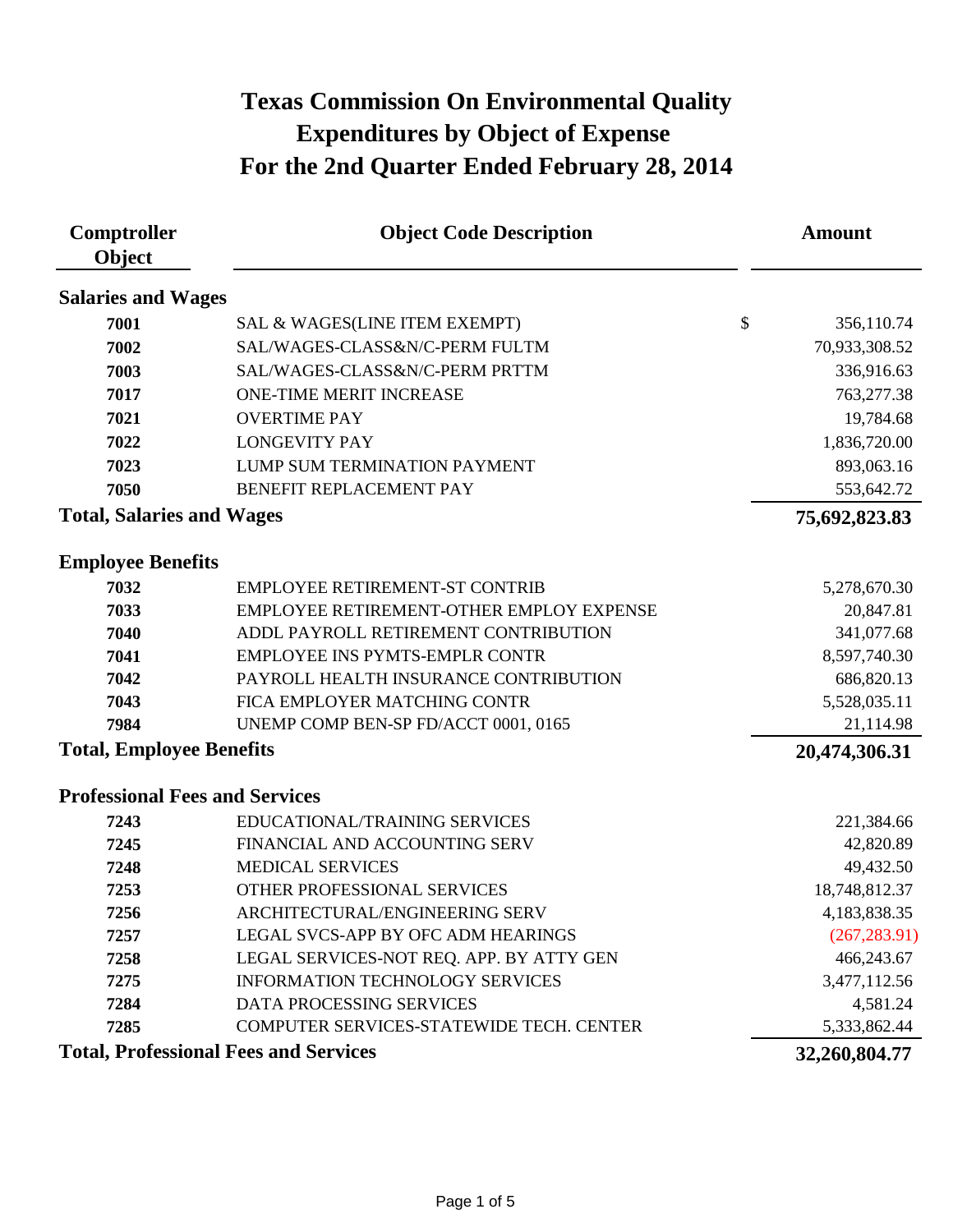# Texas Commission On Environmental Quality
# Expenditures by Object of Expense
# For the 2nd Quarter Ended February 28, 2014

| Comptroller Object | Object Code Description | Amount |
|---|---|---|
| **Salaries and Wages** | | |
| **7001** | SAL & WAGES(LINE ITEM EXEMPT) | $ 356,110.74 |
| **7002** | SAL/WAGES-CLASS&N/C-PERM FULTM | 70,933,308.52 |
| **7003** | SAL/WAGES-CLASS&N/C-PERM PRTTM | 336,916.63 |
| **7017** | ONE-TIME MERIT INCREASE | 763,277.38 |
| **7021** | OVERTIME PAY | 19,784.68 |
| **7022** | LONGEVITY PAY | 1,836,720.00 |
| **7023** | LUMP SUM TERMINATION PAYMENT | 893,063.16 |
| **7050** | BENEFIT REPLACEMENT PAY | 553,642.72 |
| **Total, Salaries and Wages** | | **75,692,823.83** |
| **Employee Benefits** | | |
| **7032** | EMPLOYEE RETIREMENT-ST CONTRIB | 5,278,670.30 |
| **7033** | EMPLOYEE RETIREMENT-OTHER EMPLOY EXPENSE | 20,847.81 |
| **7040** | ADDL PAYROLL RETIREMENT CONTRIBUTION | 341,077.68 |
| **7041** | EMPLOYEE INS PYMTS-EMPLR CONTR | 8,597,740.30 |
| **7042** | PAYROLL HEALTH INSURANCE CONTRIBUTION | 686,820.13 |
| **7043** | FICA EMPLOYER MATCHING CONTR | 5,528,035.11 |
| **7984** | UNEMP COMP BEN-SP FD/ACCT 0001, 0165 | 21,114.98 |
| **Total, Employee Benefits** | | **20,474,306.31** |
| **Professional Fees and Services** | | |
| **7243** | EDUCATIONAL/TRAINING SERVICES | 221,384.66 |
| **7245** | FINANCIAL AND ACCOUNTING SERV | 42,820.89 |
| **7248** | MEDICAL SERVICES | 49,432.50 |
| **7253** | OTHER PROFESSIONAL SERVICES | 18,748,812.37 |
| **7256** | ARCHITECTURAL/ENGINEERING SERV | 4,183,838.35 |
| **7257** | LEGAL SVCS-APP BY OFC ADM HEARINGS | (267,283.91) |
| **7258** | LEGAL SERVICES-NOT REQ. APP. BY ATTY GEN | 466,243.67 |
| **7275** | INFORMATION TECHNOLOGY SERVICES | 3,477,112.56 |
| **7284** | DATA PROCESSING SERVICES | 4,581.24 |
| **7285** | COMPUTER SERVICES-STATEWIDE TECH. CENTER | 5,333,862.44 |
| **Total, Professional Fees and Services** | | **32,260,804.77** |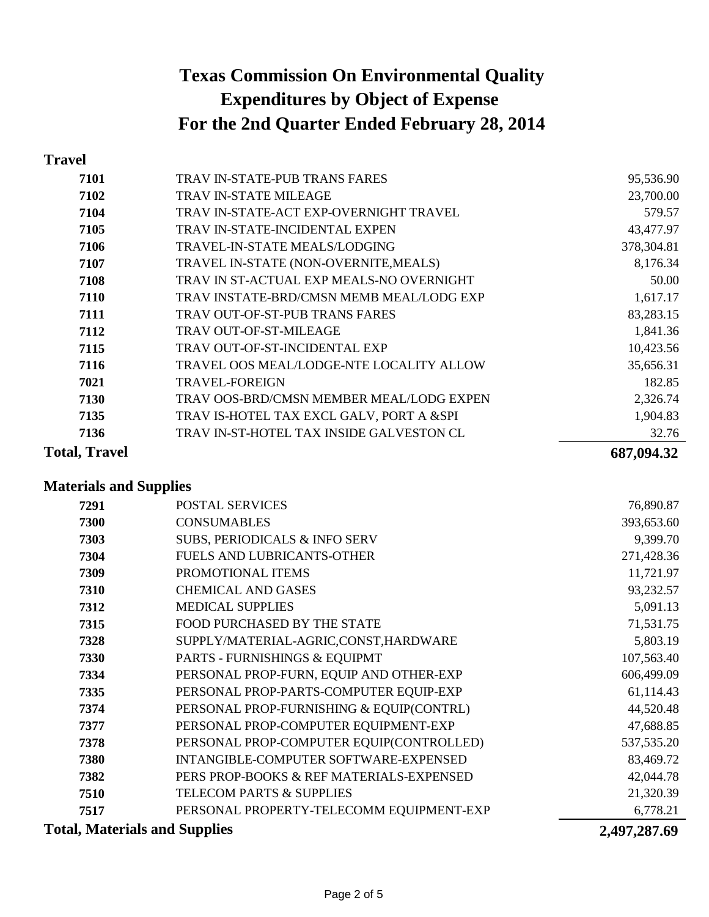# Texas Commission On Environmental Quality
# Expenditures by Object of Expense
# For the 2nd Quarter Ended February 28, 2014

## Travel

| Code | Description | Amount |
|---|---|---|
| 7101 | TRAV IN-STATE-PUB TRANS FARES | 95,536.90 |
| 7102 | TRAV IN-STATE MILEAGE | 23,700.00 |
| 7104 | TRAV IN-STATE-ACT EXP-OVERNIGHT TRAVEL | 579.57 |
| 7105 | TRAV IN-STATE-INCIDENTAL EXPEN | 43,477.97 |
| 7106 | TRAVEL-IN-STATE MEALS/LODGING | 378,304.81 |
| 7107 | TRAVEL IN-STATE (NON-OVERNITE,MEALS) | 8,176.34 |
| 7108 | TRAV IN ST-ACTUAL EXP MEALS-NO OVERNIGHT | 50.00 |
| 7110 | TRAV INSTATE-BRD/CMSN MEMB MEAL/LODG EXP | 1,617.17 |
| 7111 | TRAV OUT-OF-ST-PUB TRANS FARES | 83,283.15 |
| 7112 | TRAV OUT-OF-ST-MILEAGE | 1,841.36 |
| 7115 | TRAV OUT-OF-ST-INCIDENTAL EXP | 10,423.56 |
| 7116 | TRAVEL OOS MEAL/LODGE-NTE LOCALITY ALLOW | 35,656.31 |
| 7021 | TRAVEL-FOREIGN | 182.85 |
| 7130 | TRAV OOS-BRD/CMSN MEMBER MEAL/LODG EXPEN | 2,326.74 |
| 7135 | TRAV IS-HOTEL TAX EXCL GALV, PORT A &SPI | 1,904.83 |
| 7136 | TRAV IN-ST-HOTEL TAX INSIDE GALVESTON CL | 32.76 |
| **Total, Travel** | | **687,094.32** |

## Materials and Supplies

| Code | Description | Amount |
|---|---|---|
| 7291 | POSTAL SERVICES | 76,890.87 |
| 7300 | CONSUMABLES | 393,653.60 |
| 7303 | SUBS, PERIODICALS & INFO SERV | 9,399.70 |
| 7304 | FUELS AND LUBRICANTS-OTHER | 271,428.36 |
| 7309 | PROMOTIONAL ITEMS | 11,721.97 |
| 7310 | CHEMICAL AND GASES | 93,232.57 |
| 7312 | MEDICAL SUPPLIES | 5,091.13 |
| 7315 | FOOD PURCHASED BY THE STATE | 71,531.75 |
| 7328 | SUPPLY/MATERIAL-AGRIC,CONST,HARDWARE | 5,803.19 |
| 7330 | PARTS - FURNISHINGS & EQUIPMT | 107,563.40 |
| 7334 | PERSONAL PROP-FURN, EQUIP AND OTHER-EXP | 606,499.09 |
| 7335 | PERSONAL PROP-PARTS-COMPUTER EQUIP-EXP | 61,114.43 |
| 7374 | PERSONAL PROP-FURNISHING & EQUIP(CONTRL) | 44,520.48 |
| 7377 | PERSONAL PROP-COMPUTER EQUIPMENT-EXP | 47,688.85 |
| 7378 | PERSONAL PROP-COMPUTER EQUIP(CONTROLLED) | 537,535.20 |
| 7380 | INTANGIBLE-COMPUTER SOFTWARE-EXPENSED | 83,469.72 |
| 7382 | PERS PROP-BOOKS & REF MATERIALS-EXPENSED | 42,044.78 |
| 7510 | TELECOM PARTS & SUPPLIES | 21,320.39 |
| 7517 | PERSONAL PROPERTY-TELECOMM EQUIPMENT-EXP | 6,778.21 |
| **Total, Materials and Supplies** | | **2,497,287.69** |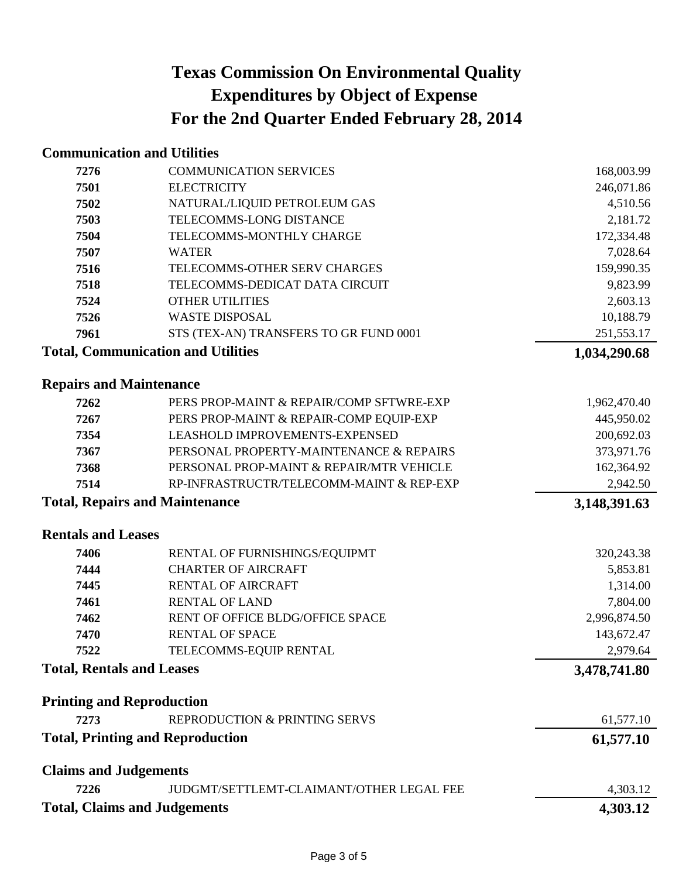# Texas Commission On Environmental Quality
# Expenditures by Object of Expense
# For the 2nd Quarter Ended February 28, 2014

## Communication and Utilities

| Code | Description | Amount |
|---|---|---|
| 7276 | COMMUNICATION SERVICES | 168,003.99 |
| 7501 | ELECTRICITY | 246,071.86 |
| 7502 | NATURAL/LIQUID PETROLEUM GAS | 4,510.56 |
| 7503 | TELECOMMS-LONG DISTANCE | 2,181.72 |
| 7504 | TELECOMMS-MONTHLY CHARGE | 172,334.48 |
| 7507 | WATER | 7,028.64 |
| 7516 | TELECOMMS-OTHER SERV CHARGES | 159,990.35 |
| 7518 | TELECOMMS-DEDICAT DATA CIRCUIT | 9,823.99 |
| 7524 | OTHER UTILITIES | 2,603.13 |
| 7526 | WASTE DISPOSAL | 10,188.79 |
| 7961 | STS (TEX-AN) TRANSFERS TO GR FUND 0001 | 251,553.17 |
| **Total, Communication and Utilities** | | **1,034,290.68** |

## Repairs and Maintenance

| Code | Description | Amount |
|---|---|---|
| 7262 | PERS PROP-MAINT & REPAIR/COMP SFTWRE-EXP | 1,962,470.40 |
| 7267 | PERS PROP-MAINT & REPAIR-COMP EQUIP-EXP | 445,950.02 |
| 7354 | LEASHOLD IMPROVEMENTS-EXPENSED | 200,692.03 |
| 7367 | PERSONAL PROPERTY-MAINTENANCE & REPAIRS | 373,971.76 |
| 7368 | PERSONAL PROP-MAINT & REPAIR/MTR VEHICLE | 162,364.92 |
| 7514 | RP-INFRASTRUCTR/TELECOMM-MAINT & REP-EXP | 2,942.50 |
| **Total, Repairs and Maintenance** | | **3,148,391.63** |

## Rentals and Leases

| Code | Description | Amount |
|---|---|---|
| 7406 | RENTAL OF FURNISHINGS/EQUIPMT | 320,243.38 |
| 7444 | CHARTER OF AIRCRAFT | 5,853.81 |
| 7445 | RENTAL OF AIRCRAFT | 1,314.00 |
| 7461 | RENTAL OF LAND | 7,804.00 |
| 7462 | RENT OF OFFICE BLDG/OFFICE SPACE | 2,996,874.50 |
| 7470 | RENTAL OF SPACE | 143,672.47 |
| 7522 | TELECOMMS-EQUIP RENTAL | 2,979.64 |
| **Total, Rentals and Leases** | | **3,478,741.80** |

## Printing and Reproduction

| Code | Description | Amount |
|---|---|---|
| 7273 | REPRODUCTION & PRINTING SERVS | 61,577.10 |
| **Total, Printing and Reproduction** | | **61,577.10** |

## Claims and Judgements

| Code | Description | Amount |
|---|---|---|
| 7226 | JUDGMT/SETTLEMT-CLAIMANT/OTHER LEGAL FEE | 4,303.12 |
| **Total, Claims and Judgements** | | **4,303.12** |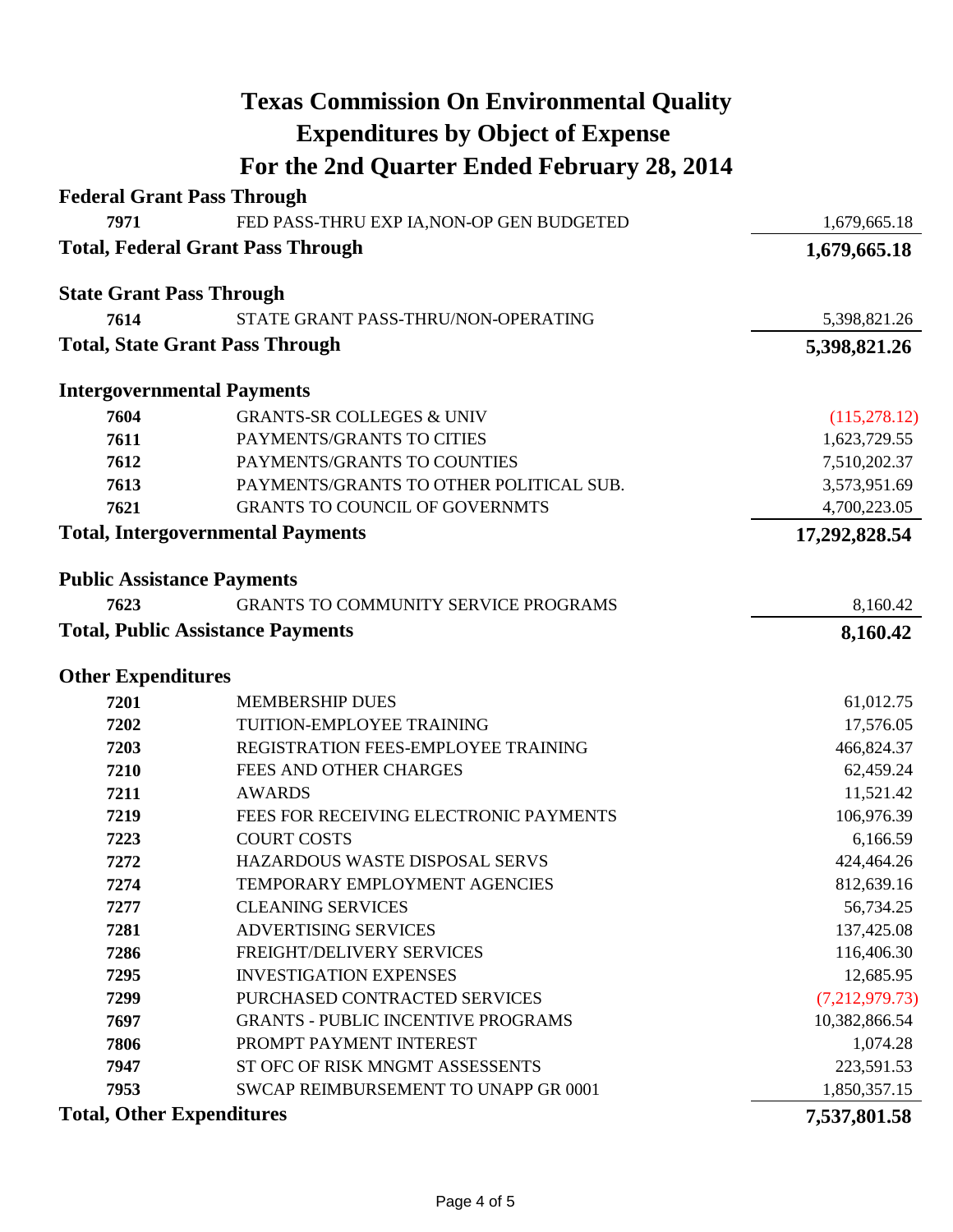# Texas Commission On Environmental Quality
# Expenditures by Object of Expense
# For the 2nd Quarter Ended February 28, 2014

| | | |
|---|---|---|
| **Federal Grant Pass Through** | | |
| **7971** | FED PASS-THRU EXP IA,NON-OP GEN BUDGETED | 1,679,665.18 |
| **Total, Federal Grant Pass Through** | | **1,679,665.18** |
| | | |
| **State Grant Pass Through** | | |
| **7614** | STATE GRANT PASS-THRU/NON-OPERATING | 5,398,821.26 |
| **Total, State Grant Pass Through** | | **5,398,821.26** |
| | | |
| **Intergovernmental Payments** | | |
| **7604** | GRANTS-SR COLLEGES & UNIV | (115,278.12) |
| **7611** | PAYMENTS/GRANTS TO CITIES | 1,623,729.55 |
| **7612** | PAYMENTS/GRANTS TO COUNTIES | 7,510,202.37 |
| **7613** | PAYMENTS/GRANTS TO OTHER POLITICAL SUB. | 3,573,951.69 |
| **7621** | GRANTS TO COUNCIL OF GOVERNMTS | 4,700,223.05 |
| **Total, Intergovernmental Payments** | | **17,292,828.54** |
| | | |
| **Public Assistance Payments** | | |
| **7623** | GRANTS TO COMMUNITY SERVICE PROGRAMS | 8,160.42 |
| **Total, Public Assistance Payments** | | **8,160.42** |
| | | |
| **Other Expenditures** | | |
| **7201** | MEMBERSHIP DUES | 61,012.75 |
| **7202** | TUITION-EMPLOYEE TRAINING | 17,576.05 |
| **7203** | REGISTRATION FEES-EMPLOYEE TRAINING | 466,824.37 |
| **7210** | FEES AND OTHER CHARGES | 62,459.24 |
| **7211** | AWARDS | 11,521.42 |
| **7219** | FEES FOR RECEIVING ELECTRONIC PAYMENTS | 106,976.39 |
| **7223** | COURT COSTS | 6,166.59 |
| **7272** | HAZARDOUS WASTE DISPOSAL SERVS | 424,464.26 |
| **7274** | TEMPORARY EMPLOYMENT AGENCIES | 812,639.16 |
| **7277** | CLEANING SERVICES | 56,734.25 |
| **7281** | ADVERTISING SERVICES | 137,425.08 |
| **7286** | FREIGHT/DELIVERY SERVICES | 116,406.30 |
| **7295** | INVESTIGATION EXPENSES | 12,685.95 |
| **7299** | PURCHASED CONTRACTED SERVICES | (7,212,979.73) |
| **7697** | GRANTS - PUBLIC INCENTIVE PROGRAMS | 10,382,866.54 |
| **7806** | PROMPT PAYMENT INTEREST | 1,074.28 |
| **7947** | ST OFC OF RISK MNGMT ASSESSENTS | 223,591.53 |
| **7953** | SWCAP REIMBURSEMENT TO UNAPP GR 0001 | 1,850,357.15 |
| **Total, Other Expenditures** | | **7,537,801.58** |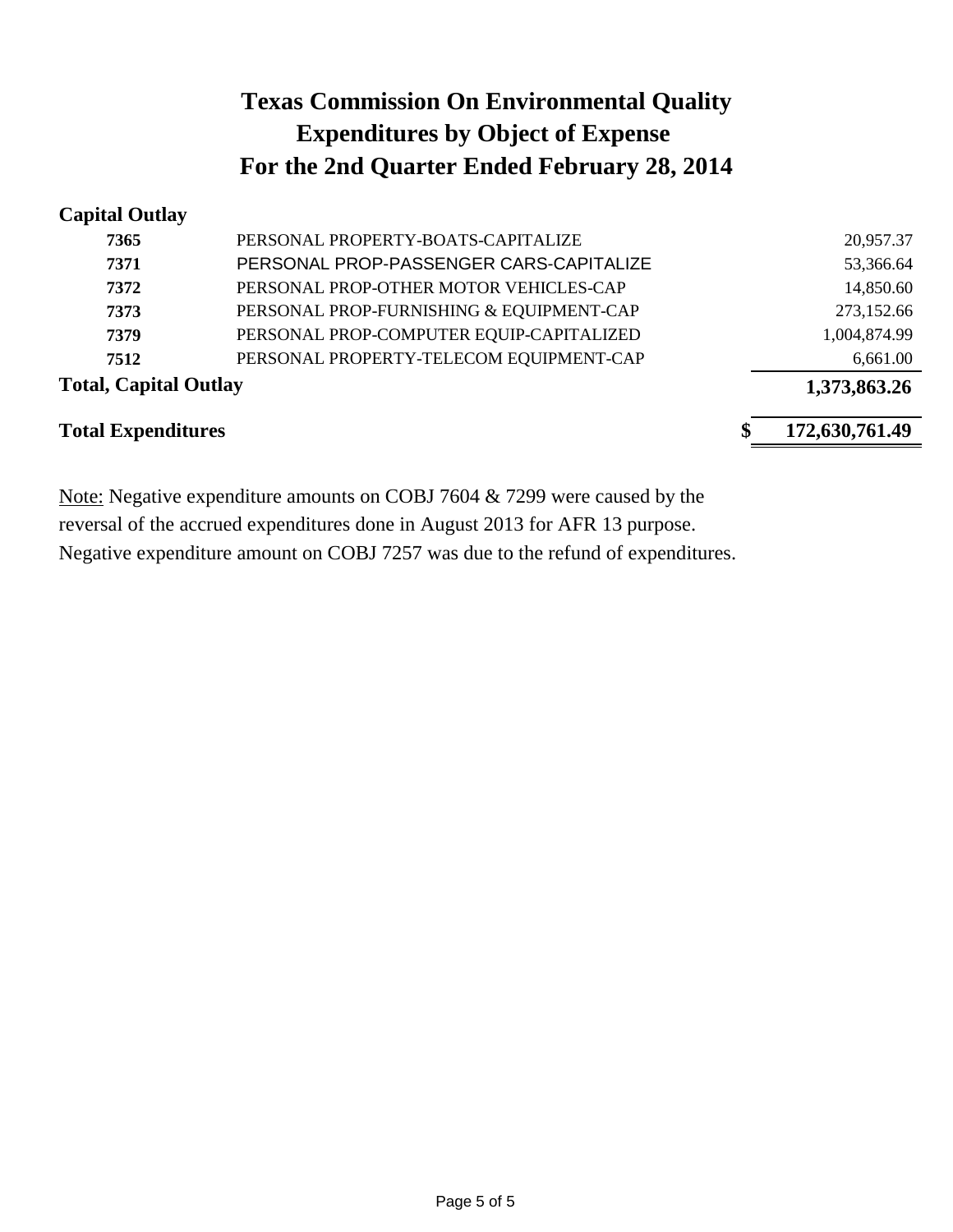# Texas Commission On Environmental Quality
# Expenditures by Object of Expense
# For the 2nd Quarter Ended February 28, 2014

| | | |
|---|---|---|
| **Capital Outlay** | | |
| **7365** | PERSONAL PROPERTY-BOATS-CAPITALIZE | 20,957.37 |
| **7371** | PERSONAL PROP-PASSENGER CARS-CAPITALIZE | 53,366.64 |
| **7372** | PERSONAL PROP-OTHER MOTOR VEHICLES-CAP | 14,850.60 |
| **7373** | PERSONAL PROP-FURNISHING & EQUIPMENT-CAP | 273,152.66 |
| **7379** | PERSONAL PROP-COMPUTER EQUIP-CAPITALIZED | 1,004,874.99 |
| **7512** | PERSONAL PROPERTY-TELECOM EQUIPMENT-CAP | 6,661.00 |
| **Total, Capital Outlay** | | **1,373,863.26** |
| **Total Expenditures** | | **$ 172,630,761.49** |

Note: Negative expenditure amounts on COBJ 7604 & 7299 were caused by the reversal of the accrued expenditures done in August 2013 for AFR 13 purpose. Negative expenditure amount on COBJ 7257 was due to the refund of expenditures.